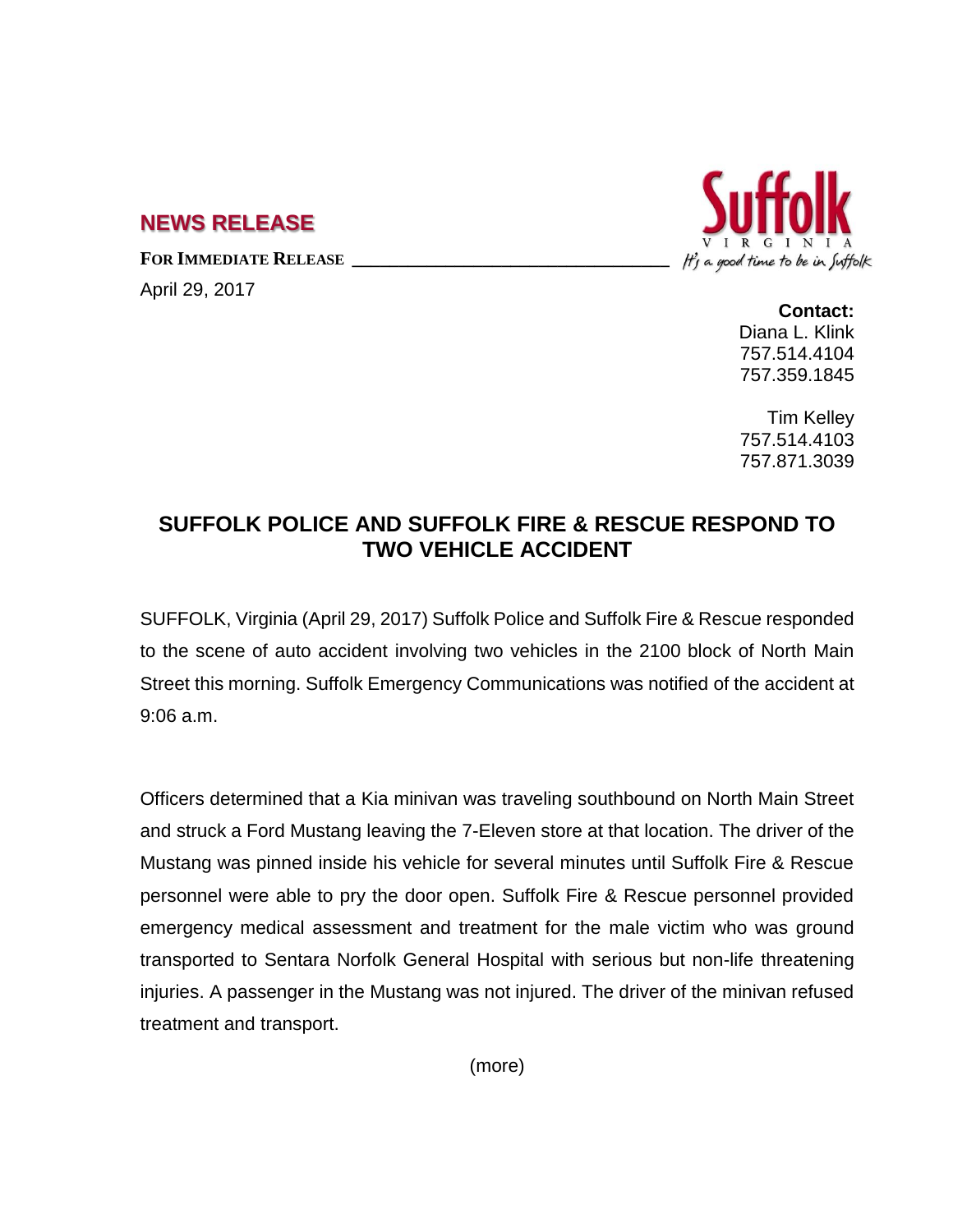## NEWS RELEASE

**FOR IMMEDIATE RELEASE**

April 29, 2017

**Contact:**
Diana L. Klink
757.514.4104
757.359.1845

Tim Kelley
757.514.4103
757.871.3039

# SUFFOLK POLICE AND SUFFOLK FIRE & RESCUE RESPOND TO TWO VEHICLE ACCIDENT

SUFFOLK, Virginia (April 29, 2017) Suffolk Police and Suffolk Fire & Rescue responded to the scene of auto accident involving two vehicles in the 2100 block of North Main Street this morning. Suffolk Emergency Communications was notified of the accident at 9:06 a.m.

Officers determined that a Kia minivan was traveling southbound on North Main Street and struck a Ford Mustang leaving the 7-Eleven store at that location. The driver of the Mustang was pinned inside his vehicle for several minutes until Suffolk Fire & Rescue personnel were able to pry the door open. Suffolk Fire & Rescue personnel provided emergency medical assessment and treatment for the male victim who was ground transported to Sentara Norfolk General Hospital with serious but non-life threatening injuries. A passenger in the Mustang was not injured. The driver of the minivan refused treatment and transport.

(more)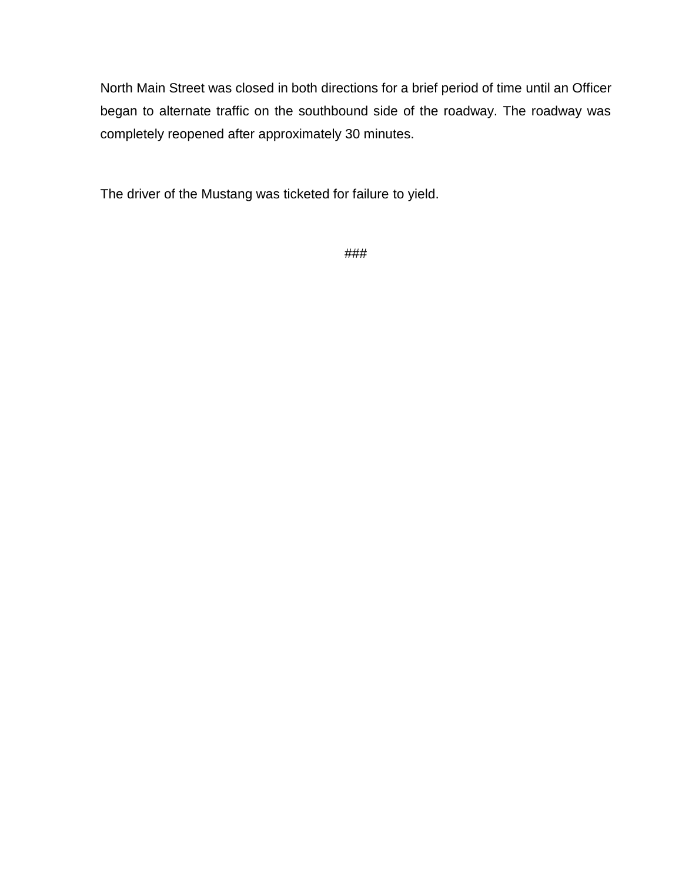North Main Street was closed in both directions for a brief period of time until an Officer began to alternate traffic on the southbound side of the roadway. The roadway was completely reopened after approximately 30 minutes.

The driver of the Mustang was ticketed for failure to yield.

###